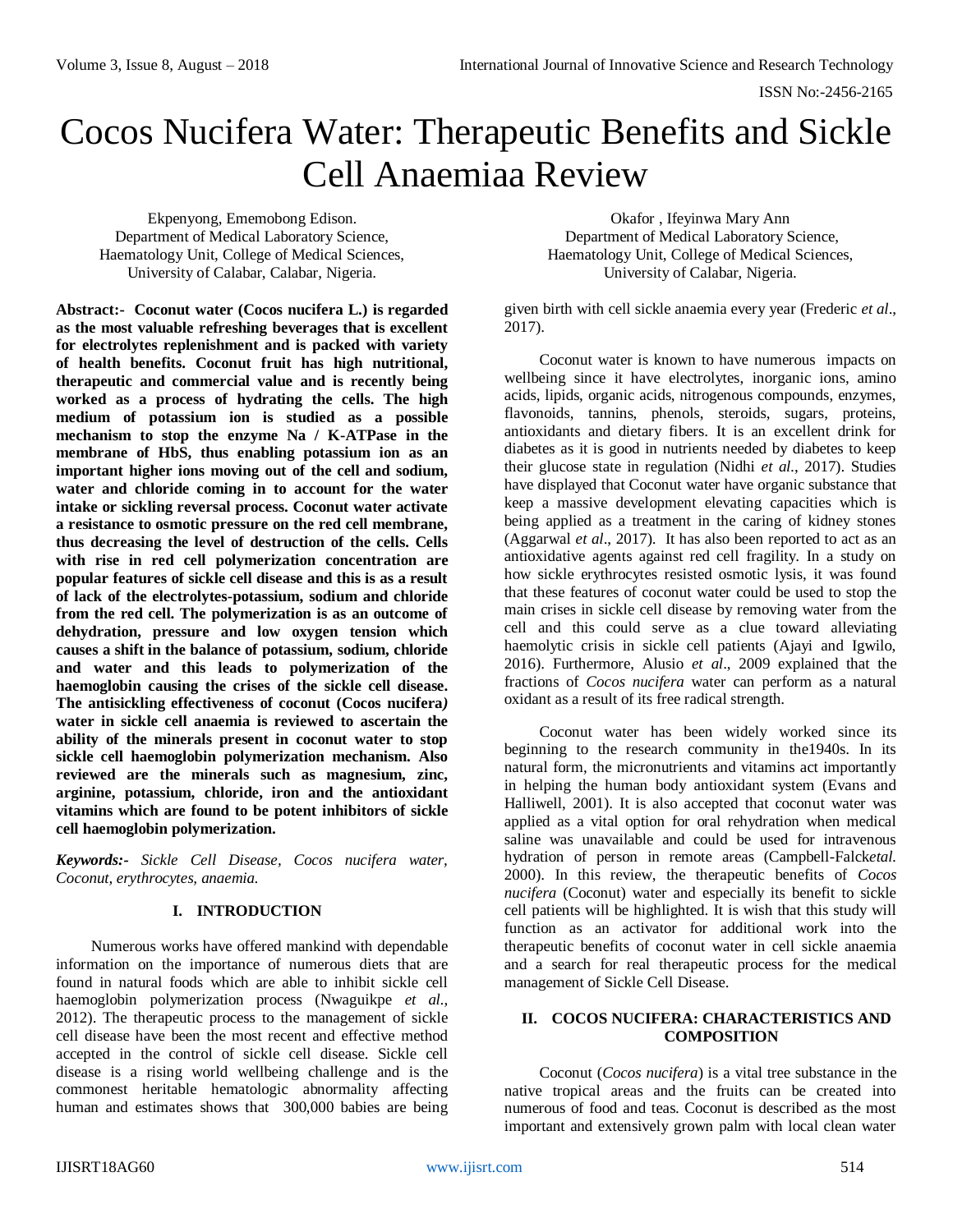# Cocos Nucifera Water: Therapeutic Benefits and Sickle Cell Anaemiaa Review

Ekpenyong, Ememobong Edison.
Department of Medical Laboratory Science,
Haematology Unit, College of Medical Sciences,
University of Calabar, Calabar, Nigeria.

Okafor , Ifeyinwa Mary Ann
Department of Medical Laboratory Science,
Haematology Unit, College of Medical Sciences,
University of Calabar, Nigeria.

**Abstract:- Coconut water (Cocos nucifera L.) is regarded as the most valuable refreshing beverages that is excellent for electrolytes replenishment and is packed with variety of health benefits. Coconut fruit has high nutritional, therapeutic and commercial value and is recently being worked as a process of hydrating the cells. The high medium of potassium ion is studied as a possible mechanism to stop the enzyme Na / K-ATPase in the membrane of HbS, thus enabling potassium ion as an important higher ions moving out of the cell and sodium, water and chloride coming in to account for the water intake or sickling reversal process. Coconut water activate a resistance to osmotic pressure on the red cell membrane, thus decreasing the level of destruction of the cells. Cells with rise in red cell polymerization concentration are popular features of sickle cell disease and this is as a result of lack of the electrolytes-potassium, sodium and chloride from the red cell. The polymerization is as an outcome of dehydration, pressure and low oxygen tension which causes a shift in the balance of potassium, sodium, chloride and water and this leads to polymerization of the haemoglobin causing the crises of the sickle cell disease. The antisickling effectiveness of coconut (Cocos nucifera*)* water in sickle cell anaemia is reviewed to ascertain the ability of the minerals present in coconut water to stop sickle cell haemoglobin polymerization mechanism. Also reviewed are the minerals such as magnesium, zinc, arginine, potassium, chloride, iron and the antioxidant vitamins which are found to be potent inhibitors of sickle cell haemoglobin polymerization.**

***Keywords:-** Sickle Cell Disease, Cocos nucifera water, Coconut, erythrocytes, anaemia.*

## I. INTRODUCTION

Numerous works have offered mankind with dependable information on the importance of numerous diets that are found in natural foods which are able to inhibit sickle cell haemoglobin polymerization process (Nwaguikpe *et al.,* 2012). The therapeutic process to the management of sickle cell disease have been the most recent and effective method accepted in the control of sickle cell disease. Sickle cell disease is a rising world wellbeing challenge and is the commonest heritable hematologic abnormality affecting human and estimates shows that 300,000 babies are being given birth with cell sickle anaemia every year (Frederic *et al*., 2017).

Coconut water is known to have numerous impacts on wellbeing since it have electrolytes, inorganic ions, amino acids, lipids, organic acids, nitrogenous compounds, enzymes, flavonoids, tannins, phenols, steroids, sugars, proteins, antioxidants and dietary fibers. It is an excellent drink for diabetes as it is good in nutrients needed by diabetes to keep their glucose state in regulation (Nidhi *et al*., 2017). Studies have displayed that Coconut water have organic substance that keep a massive development elevating capacities which is being applied as a treatment in the caring of kidney stones (Aggarwal *et al*., 2017). It has also been reported to act as an antioxidative agents against red cell fragility. In a study on how sickle erythrocytes resisted osmotic lysis, it was found that these features of coconut water could be used to stop the main crises in sickle cell disease by removing water from the cell and this could serve as a clue toward alleviating haemolytic crisis in sickle cell patients (Ajayi and Igwilo, 2016). Furthermore, Alusio *et al*., 2009 explained that the fractions of *Cocos nucifera* water can perform as a natural oxidant as a result of its free radical strength.

Coconut water has been widely worked since its beginning to the research community in the1940s. In its natural form, the micronutrients and vitamins act importantly in helping the human body antioxidant system (Evans and Halliwell, 2001). It is also accepted that coconut water was applied as a vital option for oral rehydration when medical saline was unavailable and could be used for intravenous hydration of person in remote areas (Campbell-Falck*etal.* 2000). In this review, the therapeutic benefits of *Cocos nucifera* (Coconut) water and especially its benefit to sickle cell patients will be highlighted. It is wish that this study will function as an activator for additional work into the therapeutic benefits of coconut water in cell sickle anaemia and a search for real therapeutic process for the medical management of Sickle Cell Disease.

## II. COCOS NUCIFERA: CHARACTERISTICS AND COMPOSITION

Coconut (*Cocos nucifera*) is a vital tree substance in the native tropical areas and the fruits can be created into numerous of food and teas. Coconut is described as the most important and extensively grown palm with local clean water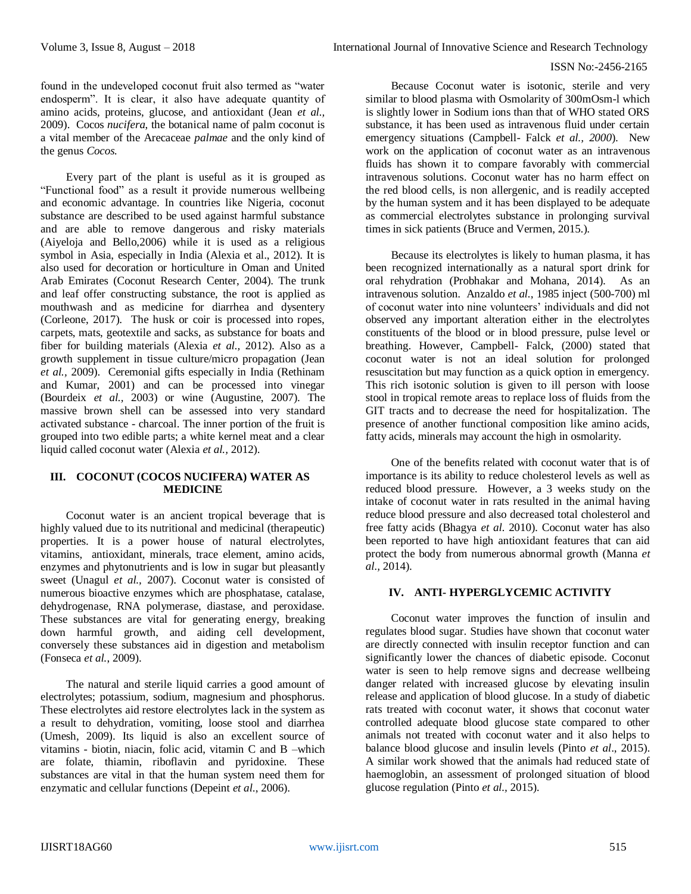found in the undeveloped coconut fruit also termed as "water endosperm". It is clear, it also have adequate quantity of amino acids, proteins, glucose, and antioxidant (Jean *et al.,* 2009). Cocos *nucifera*, the botanical name of palm coconut is a vital member of the Arecaceae *palmae* and the only kind of the genus *Cocos.*

Every part of the plant is useful as it is grouped as "Functional food" as a result it provide numerous wellbeing and economic advantage. In countries like Nigeria, coconut substance are described to be used against harmful substance and are able to remove dangerous and risky materials (Aiyeloja and Bello,2006) while it is used as a religious symbol in Asia, especially in India (Alexia et al., 2012). It is also used for decoration or horticulture in Oman and United Arab Emirates (Coconut Research Center, 2004). The trunk and leaf offer constructing substance, the root is applied as mouthwash and as medicine for diarrhea and dysentery (Corleone, 2017). The husk or coir is processed into ropes, carpets, mats, geotextile and sacks, as substance for boats and fiber for building materials (Alexia *et al.,* 2012). Also as a growth supplement in tissue culture/micro propagation (Jean *et al.,* 2009). Ceremonial gifts especially in India (Rethinam and Kumar, 2001) and can be processed into vinegar (Bourdeix *et al.,* 2003) or wine (Augustine, 2007). The massive brown shell can be assessed into very standard activated substance - charcoal. The inner portion of the fruit is grouped into two edible parts; a white kernel meat and a clear liquid called coconut water (Alexia *et al.,* 2012).

## III. COCONUT (COCOS NUCIFERA) WATER AS MEDICINE

Coconut water is an ancient tropical beverage that is highly valued due to its nutritional and medicinal (therapeutic) properties. It is a power house of natural electrolytes, vitamins, antioxidant, minerals, trace element, amino acids, enzymes and phytonutrients and is low in sugar but pleasantly sweet (Unagul *et al.,* 2007). Coconut water is consisted of numerous bioactive enzymes which are phosphatase, catalase, dehydrogenase, RNA polymerase, diastase, and peroxidase. These substances are vital for generating energy, breaking down harmful growth, and aiding cell development, conversely these substances aid in digestion and metabolism (Fonseca *et al.,* 2009).

The natural and sterile liquid carries a good amount of electrolytes; potassium, sodium, magnesium and phosphorus. These electrolytes aid restore electrolytes lack in the system as a result to dehydration, vomiting, loose stool and diarrhea (Umesh, 2009). Its liquid is also an excellent source of vitamins - biotin, niacin, folic acid, vitamin C and B –which are folate, thiamin, riboflavin and pyridoxine. These substances are vital in that the human system need them for enzymatic and cellular functions (Depeint *et al.,* 2006).

Because Coconut water is isotonic, sterile and very similar to blood plasma with Osmolarity of 300mOsm-l which is slightly lower in Sodium ions than that of WHO stated ORS substance, it has been used as intravenous fluid under certain emergency situations (Campbell- Falck *et al., 2000*). New work on the application of coconut water as an intravenous fluids has shown it to compare favorably with commercial intravenous solutions. Coconut water has no harm effect on the red blood cells, is non allergenic, and is readily accepted by the human system and it has been displayed to be adequate as commercial electrolytes substance in prolonging survival times in sick patients (Bruce and Vermen, 2015.).

Because its electrolytes is likely to human plasma, it has been recognized internationally as a natural sport drink for oral rehydration (Probhakar and Mohana, 2014). As an intravenous solution. Anzaldo *et al.,* 1985 inject (500-700) ml of coconut water into nine volunteers' individuals and did not observed any important alteration either in the electrolytes constituents of the blood or in blood pressure, pulse level or breathing. However, Campbell- Falck, (2000) stated that coconut water is not an ideal solution for prolonged resuscitation but may function as a quick option in emergency. This rich isotonic solution is given to ill person with loose stool in tropical remote areas to replace loss of fluids from the GIT tracts and to decrease the need for hospitalization. The presence of another functional composition like amino acids, fatty acids, minerals may account the high in osmolarity.

One of the benefits related with coconut water that is of importance is its ability to reduce cholesterol levels as well as reduced blood pressure. However, a 3 weeks study on the intake of coconut water in rats resulted in the animal having reduce blood pressure and also decreased total cholesterol and free fatty acids (Bhagya *et al.* 2010). Coconut water has also been reported to have high antioxidant features that can aid protect the body from numerous abnormal growth (Manna *et al.,* 2014).

## IV. ANTI- HYPERGLYCEMIC ACTIVITY

Coconut water improves the function of insulin and regulates blood sugar. Studies have shown that coconut water are directly connected with insulin receptor function and can significantly lower the chances of diabetic episode. Coconut water is seen to help remove signs and decrease wellbeing danger related with increased glucose by elevating insulin release and application of blood glucose. In a study of diabetic rats treated with coconut water, it shows that coconut water controlled adequate blood glucose state compared to other animals not treated with coconut water and it also helps to balance blood glucose and insulin levels (Pinto *et al*., 2015). A similar work showed that the animals had reduced state of haemoglobin, an assessment of prolonged situation of blood glucose regulation (Pinto *et al*., 2015).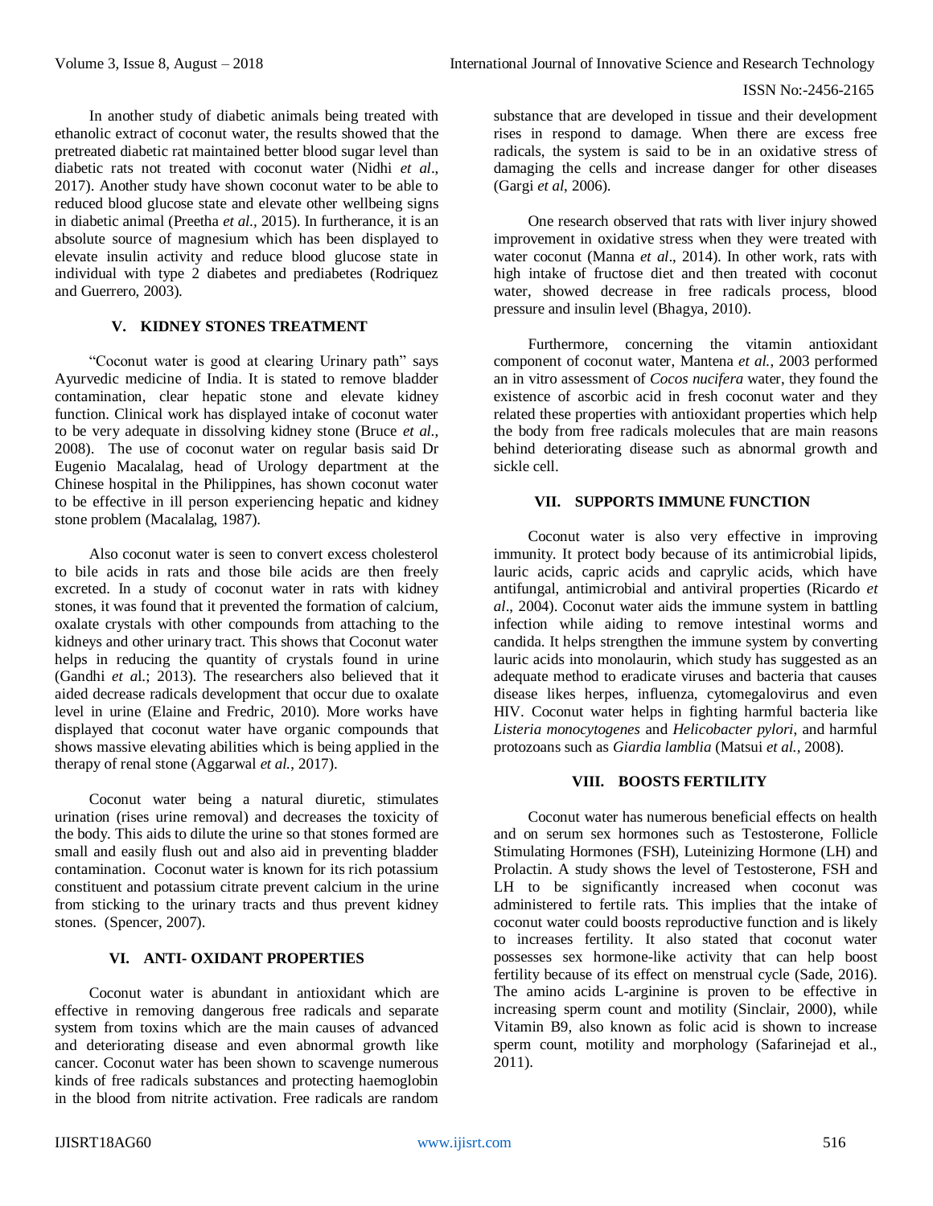In another study of diabetic animals being treated with ethanolic extract of coconut water, the results showed that the pretreated diabetic rat maintained better blood sugar level than diabetic rats not treated with coconut water (Nidhi *et al*., 2017). Another study have shown coconut water to be able to reduced blood glucose state and elevate other wellbeing signs in diabetic animal (Preetha *et al.,* 2015). In furtherance, it is an absolute source of magnesium which has been displayed to elevate insulin activity and reduce blood glucose state in individual with type 2 diabetes and prediabetes (Rodriquez and Guerrero, 2003).

## V. KIDNEY STONES TREATMENT

"Coconut water is good at clearing Urinary path" says Ayurvedic medicine of India. It is stated to remove bladder contamination, clear hepatic stone and elevate kidney function. Clinical work has displayed intake of coconut water to be very adequate in dissolving kidney stone (Bruce *et al.,* 2008). The use of coconut water on regular basis said Dr Eugenio Macalalag, head of Urology department at the Chinese hospital in the Philippines, has shown coconut water to be effective in ill person experiencing hepatic and kidney stone problem (Macalalag, 1987).

Also coconut water is seen to convert excess cholesterol to bile acids in rats and those bile acids are then freely excreted. In a study of coconut water in rats with kidney stones, it was found that it prevented the formation of calcium, oxalate crystals with other compounds from attaching to the kidneys and other urinary tract. This shows that Coconut water helps in reducing the quantity of crystals found in urine (Gandhi *et a*l.; 2013). The researchers also believed that it aided decrease radicals development that occur due to oxalate level in urine (Elaine and Fredric, 2010). More works have displayed that coconut water have organic compounds that shows massive elevating abilities which is being applied in the therapy of renal stone (Aggarwal *et al.*, 2017).

Coconut water being a natural diuretic, stimulates urination (rises urine removal) and decreases the toxicity of the body. This aids to dilute the urine so that stones formed are small and easily flush out and also aid in preventing bladder contamination. Coconut water is known for its rich potassium constituent and potassium citrate prevent calcium in the urine from sticking to the urinary tracts and thus prevent kidney stones. (Spencer, 2007).

## VI. ANTI- OXIDANT PROPERTIES

Coconut water is abundant in antioxidant which are effective in removing dangerous free radicals and separate system from toxins which are the main causes of advanced and deteriorating disease and even abnormal growth like cancer. Coconut water has been shown to scavenge numerous kinds of free radicals substances and protecting haemoglobin in the blood from nitrite activation. Free radicals are random substance that are developed in tissue and their development rises in respond to damage. When there are excess free radicals, the system is said to be in an oxidative stress of damaging the cells and increase danger for other diseases (Gargi *et al*, 2006).

One research observed that rats with liver injury showed improvement in oxidative stress when they were treated with water coconut (Manna *et al*., 2014). In other work, rats with high intake of fructose diet and then treated with coconut water, showed decrease in free radicals process, blood pressure and insulin level (Bhagya, 2010).

Furthermore, concerning the vitamin antioxidant component of coconut water, Mantena *et al.*, 2003 performed an in vitro assessment of *Cocos nucifera* water, they found the existence of ascorbic acid in fresh coconut water and they related these properties with antioxidant properties which help the body from free radicals molecules that are main reasons behind deteriorating disease such as abnormal growth and sickle cell.

## VII. SUPPORTS IMMUNE FUNCTION

Coconut water is also very effective in improving immunity. It protect body because of its antimicrobial lipids, lauric acids, capric acids and caprylic acids, which have antifungal, antimicrobial and antiviral properties (Ricardo *et al*., 2004). Coconut water aids the immune system in battling infection while aiding to remove intestinal worms and candida. It helps strengthen the immune system by converting lauric acids into monolaurin, which study has suggested as an adequate method to eradicate viruses and bacteria that causes disease likes herpes, influenza, cytomegalovirus and even HIV. Coconut water helps in fighting harmful bacteria like *Listeria monocytogenes* and *Helicobacter pylori*, and harmful protozoans such as *Giardia lamblia* (Matsui *et al.*, 2008).

## VIII. BOOSTS FERTILITY

Coconut water has numerous beneficial effects on health and on serum sex hormones such as Testosterone, Follicle Stimulating Hormones (FSH), Luteinizing Hormone (LH) and Prolactin. A study shows the level of Testosterone, FSH and LH to be significantly increased when coconut was administered to fertile rats. This implies that the intake of coconut water could boosts reproductive function and is likely to increases fertility. It also stated that coconut water possesses sex hormone-like activity that can help boost fertility because of its effect on menstrual cycle (Sade, 2016). The amino acids L-arginine is proven to be effective in increasing sperm count and motility (Sinclair, 2000), while Vitamin B9, also known as folic acid is shown to increase sperm count, motility and morphology (Safarinejad et al., 2011).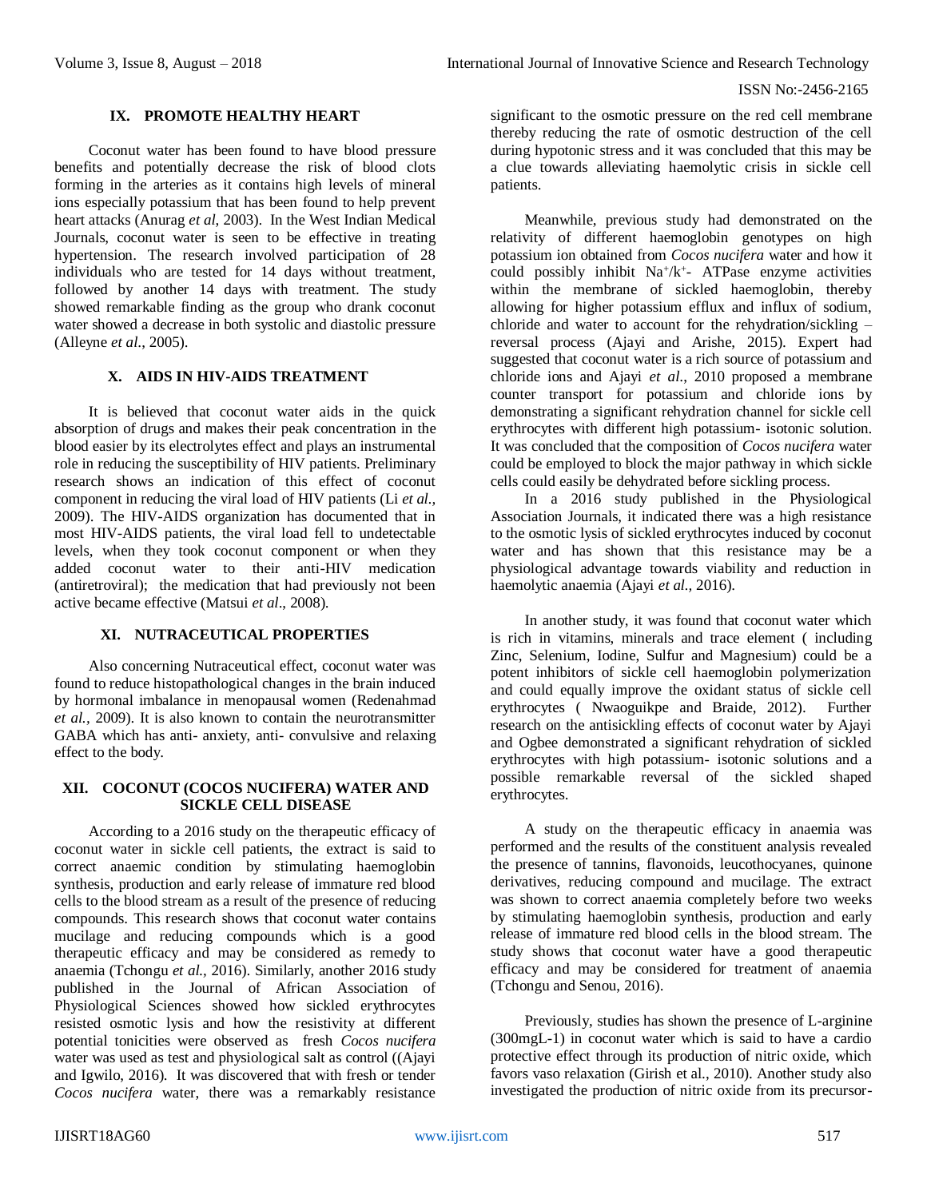## IX. PROMOTE HEALTHY HEART

Coconut water has been found to have blood pressure benefits and potentially decrease the risk of blood clots forming in the arteries as it contains high levels of mineral ions especially potassium that has been found to help prevent heart attacks (Anurag *et al*, 2003). In the West Indian Medical Journals, coconut water is seen to be effective in treating hypertension. The research involved participation of 28 individuals who are tested for 14 days without treatment, followed by another 14 days with treatment. The study showed remarkable finding as the group who drank coconut water showed a decrease in both systolic and diastolic pressure (Alleyne *et al*., 2005).

## X. AIDS IN HIV-AIDS TREATMENT

It is believed that coconut water aids in the quick absorption of drugs and makes their peak concentration in the blood easier by its electrolytes effect and plays an instrumental role in reducing the susceptibility of HIV patients. Preliminary research shows an indication of this effect of coconut component in reducing the viral load of HIV patients (Li *et al.,* 2009). The HIV-AIDS organization has documented that in most HIV-AIDS patients, the viral load fell to undetectable levels, when they took coconut component or when they added coconut water to their anti-HIV medication (antiretroviral); the medication that had previously not been active became effective (Matsui *et al*., 2008).

## XI. NUTRACEUTICAL PROPERTIES

Also concerning Nutraceutical effect, coconut water was found to reduce histopathological changes in the brain induced by hormonal imbalance in menopausal women (Redenahmad *et al.,* 2009). It is also known to contain the neurotransmitter GABA which has anti- anxiety, anti- convulsive and relaxing effect to the body.

## XII. COCONUT (COCOS NUCIFERA) WATER AND SICKLE CELL DISEASE

According to a 2016 study on the therapeutic efficacy of coconut water in sickle cell patients, the extract is said to correct anaemic condition by stimulating haemoglobin synthesis, production and early release of immature red blood cells to the blood stream as a result of the presence of reducing compounds. This research shows that coconut water contains mucilage and reducing compounds which is a good therapeutic efficacy and may be considered as remedy to anaemia (Tchongu *et al.,* 2016). Similarly, another 2016 study published in the Journal of African Association of Physiological Sciences showed how sickled erythrocytes resisted osmotic lysis and how the resistivity at different potential tonicities were observed as fresh *Cocos nucifera* water was used as test and physiological salt as control ((Ajayi and Igwilo, 2016). It was discovered that with fresh or tender *Cocos nucifera* water, there was a remarkably resistance significant to the osmotic pressure on the red cell membrane thereby reducing the rate of osmotic destruction of the cell during hypotonic stress and it was concluded that this may be a clue towards alleviating haemolytic crisis in sickle cell patients.

Meanwhile, previous study had demonstrated on the relativity of different haemoglobin genotypes on high potassium ion obtained from *Cocos nucifera* water and how it could possibly inhibit $Na^{+}/k^{+}$- ATPase enzyme activities within the membrane of sickled haemoglobin, thereby allowing for higher potassium efflux and influx of sodium, chloride and water to account for the rehydration/sickling – reversal process (Ajayi and Arishe, 2015). Expert had suggested that coconut water is a rich source of potassium and chloride ions and Ajayi *et al*., 2010 proposed a membrane counter transport for potassium and chloride ions by demonstrating a significant rehydration channel for sickle cell erythrocytes with different high potassium- isotonic solution. It was concluded that the composition of *Cocos nucifera* water could be employed to block the major pathway in which sickle cells could easily be dehydrated before sickling process.

In a 2016 study published in the Physiological Association Journals, it indicated there was a high resistance to the osmotic lysis of sickled erythrocytes induced by coconut water and has shown that this resistance may be a physiological advantage towards viability and reduction in haemolytic anaemia (Ajayi *et al.,* 2016).

In another study, it was found that coconut water which is rich in vitamins, minerals and trace element ( including Zinc, Selenium, Iodine, Sulfur and Magnesium) could be a potent inhibitors of sickle cell haemoglobin polymerization and could equally improve the oxidant status of sickle cell erythrocytes ( Nwaoguikpe and Braide, 2012). Further research on the antisickling effects of coconut water by Ajayi and Ogbee demonstrated a significant rehydration of sickled erythrocytes with high potassium- isotonic solutions and a possible remarkable reversal of the sickled shaped erythrocytes.

A study on the therapeutic efficacy in anaemia was performed and the results of the constituent analysis revealed the presence of tannins, flavonoids, leucothocyanes, quinone derivatives, reducing compound and mucilage. The extract was shown to correct anaemia completely before two weeks by stimulating haemoglobin synthesis, production and early release of immature red blood cells in the blood stream. The study shows that coconut water have a good therapeutic efficacy and may be considered for treatment of anaemia (Tchongu and Senou, 2016).

Previously, studies has shown the presence of L-arginine (300mgL-1) in coconut water which is said to have a cardio protective effect through its production of nitric oxide, which favors vaso relaxation (Girish et al., 2010). Another study also investigated the production of nitric oxide from its precursor-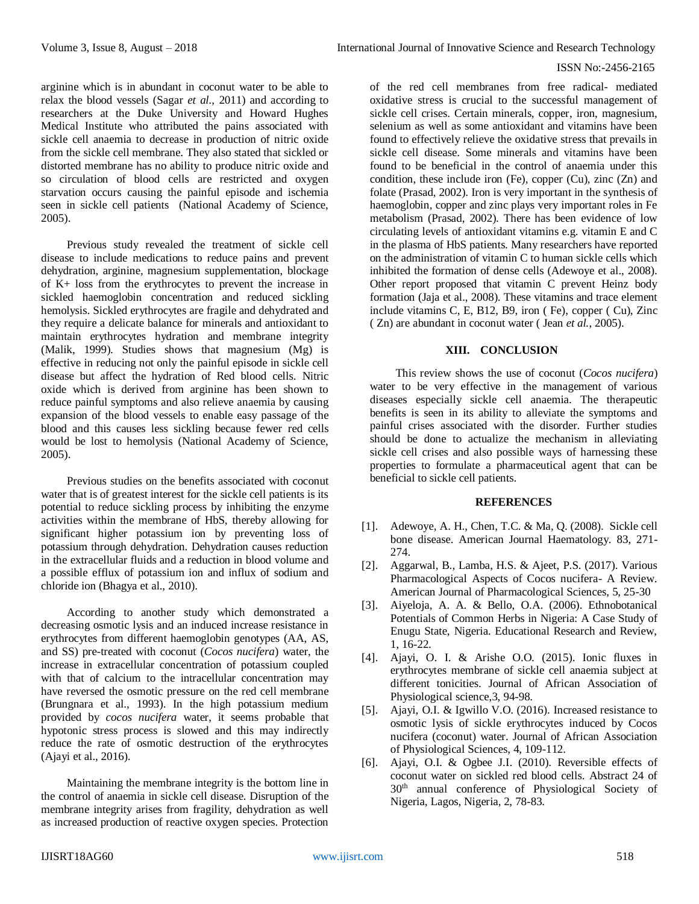arginine which is in abundant in coconut water to be able to relax the blood vessels (Sagar *et al.,* 2011) and according to researchers at the Duke University and Howard Hughes Medical Institute who attributed the pains associated with sickle cell anaemia to decrease in production of nitric oxide from the sickle cell membrane. They also stated that sickled or distorted membrane has no ability to produce nitric oxide and so circulation of blood cells are restricted and oxygen starvation occurs causing the painful episode and ischemia seen in sickle cell patients (National Academy of Science, 2005).

Previous study revealed the treatment of sickle cell disease to include medications to reduce pains and prevent dehydration, arginine, magnesium supplementation, blockage of $K^+$ loss from the erythrocytes to prevent the increase in sickled haemoglobin concentration and reduced sickling hemolysis. Sickled erythrocytes are fragile and dehydrated and they require a delicate balance for minerals and antioxidant to maintain erythrocytes hydration and membrane integrity (Malik, 1999). Studies shows that magnesium (Mg) is effective in reducing not only the painful episode in sickle cell disease but affect the hydration of Red blood cells. Nitric oxide which is derived from arginine has been shown to reduce painful symptoms and also relieve anaemia by causing expansion of the blood vessels to enable easy passage of the blood and this causes less sickling because fewer red cells would be lost to hemolysis (National Academy of Science, 2005).

Previous studies on the benefits associated with coconut water that is of greatest interest for the sickle cell patients is its potential to reduce sickling process by inhibiting the enzyme activities within the membrane of HbS, thereby allowing for significant higher potassium ion by preventing loss of potassium through dehydration. Dehydration causes reduction in the extracellular fluids and a reduction in blood volume and a possible efflux of potassium ion and influx of sodium and chloride ion (Bhagya et al., 2010).

According to another study which demonstrated a decreasing osmotic lysis and an induced increase resistance in erythrocytes from different haemoglobin genotypes (AA, AS, and SS) pre-treated with coconut (*Cocos nucifera*) water, the increase in extracellular concentration of potassium coupled with that of calcium to the intracellular concentration may have reversed the osmotic pressure on the red cell membrane (Brungnara et al., 1993). In the high potassium medium provided by *cocos nucifera* water, it seems probable that hypotonic stress process is slowed and this may indirectly reduce the rate of osmotic destruction of the erythrocytes (Ajayi et al., 2016).

Maintaining the membrane integrity is the bottom line in the control of anaemia in sickle cell disease. Disruption of the membrane integrity arises from fragility, dehydration as well as increased production of reactive oxygen species. Protection of the red cell membranes from free radical- mediated oxidative stress is crucial to the successful management of sickle cell crises. Certain minerals, copper, iron, magnesium, selenium as well as some antioxidant and vitamins have been found to effectively relieve the oxidative stress that prevails in sickle cell disease. Some minerals and vitamins have been found to be beneficial in the control of anaemia under this condition, these include iron (Fe), copper (Cu), zinc (Zn) and folate (Prasad, 2002). Iron is very important in the synthesis of haemoglobin, copper and zinc plays very important roles in Fe metabolism (Prasad, 2002). There has been evidence of low circulating levels of antioxidant vitamins e.g. vitamin E and C in the plasma of HbS patients. Many researchers have reported on the administration of vitamin C to human sickle cells which inhibited the formation of dense cells (Adewoye et al., 2008). Other report proposed that vitamin C prevent Heinz body formation (Jaja et al., 2008). These vitamins and trace element include vitamins C, E, B12, B9, iron ( Fe), copper ( Cu), Zinc ( Zn) are abundant in coconut water ( Jean *et al.*, 2005).

## XIII. CONCLUSION

This review shows the use of coconut (*Cocos nucifera*) water to be very effective in the management of various diseases especially sickle cell anaemia. The therapeutic benefits is seen in its ability to alleviate the symptoms and painful crises associated with the disorder. Further studies should be done to actualize the mechanism in alleviating sickle cell crises and also possible ways of harnessing these properties to formulate a pharmaceutical agent that can be beneficial to sickle cell patients.

## REFERENCES

[1]. Adewoye, A. H., Chen, T.C. & Ma, Q. (2008). Sickle cell bone disease. American Journal Haematology. 83, 271-274.

[2]. Aggarwal, B., Lamba, H.S. & Ajeet, P.S. (2017). Various Pharmacological Aspects of Cocos nucifera- A Review. American Journal of Pharmacological Sciences, 5, 25-30

[3]. Aiyeloja, A. A. & Bello, O.A. (2006). Ethnobotanical Potentials of Common Herbs in Nigeria: A Case Study of Enugu State, Nigeria. Educational Research and Review, 1, 16-22.

[4]. Ajayi, O. I. & Arishe O.O. (2015). Ionic fluxes in erythrocytes membrane of sickle cell anaemia subject at different tonicities. Journal of African Association of Physiological science,3, 94-98.

[5]. Ajayi, O.I. & Igwillo V.O. (2016). Increased resistance to osmotic lysis of sickle erythrocytes induced by Cocos nucifera (coconut) water. Journal of African Association of Physiological Sciences, 4, 109-112.

[6]. Ajayi, O.I. & Ogbee J.I. (2010). Reversible effects of coconut water on sickled red blood cells. Abstract 24 of 30th annual conference of Physiological Society of Nigeria, Lagos, Nigeria, 2, 78-83.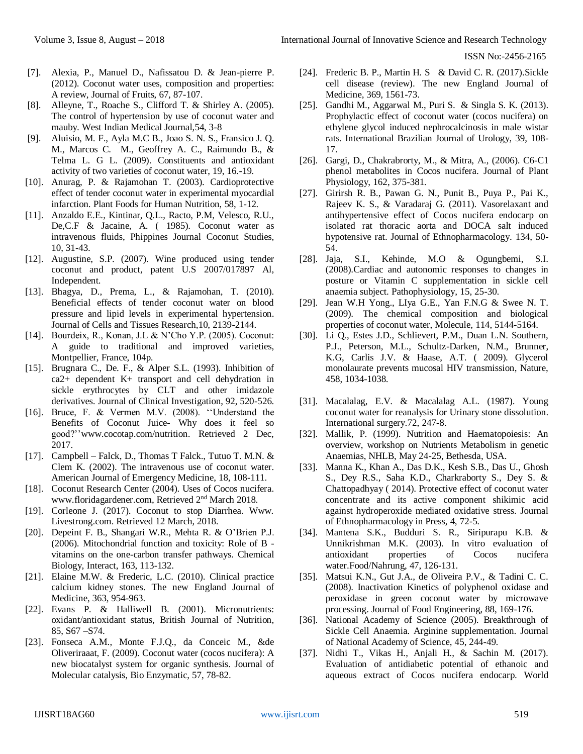[7]. Alexia, P., Manuel D., Nafissatou D. & Jean-pierre P. (2012). Coconut water uses, composition and properties: A review, Journal of Fruits, 67, 87-107.

[8]. Alleyne, T., Roache S., Clifford T. & Shirley A. (2005). The control of hypertension by use of coconut water and mauby. West Indian Medical Journal,54, 3-8

[9]. Aluisio, M. F., Ayla M.C B., Joao S. N. S., Fransico J. Q. M., Marcos C. M., Geoffrey A. C., Raimundo B., & Telma L. G L. (2009). Constituents and antioxidant activity of two varieties of coconut water, 19, 16.-19.

[10]. Anurag, P. & Rajamohan T. (2003). Cardioprotective effect of tender coconut water in experimental myocardial infarction. Plant Foods for Human Nutrition, 58, 1-12.

[11]. Anzaldo E.E., Kintinar, Q.L., Racto, P.M, Velesco, R.U., De,C.F & Jacaine, A. ( 1985). Coconut water as intravenous fluids, Phippines Journal Coconut Studies, 10, 31-43.

[12]. Augustine, S.P. (2007). Wine produced using tender coconut and product, patent U.S 2007/017897 Al, Independent.

[13]. Bhagya, D., Prema, L., & Rajamohan, T. (2010). Beneficial effects of tender coconut water on blood pressure and lipid levels in experimental hypertension. Journal of Cells and Tissues Research,10, 2139-2144.

[14]. Bourdeix, R., Konan, J.L & N'Cho Y.P. (2005). Coconut: A guide to traditional and improved varieties, Montpellier, France, 104p.

[15]. Brugnara C., De. F., & Alper S.L. (1993). Inhibition of ca2+ dependent K+ transport and cell dehydration in sickle erythrocytes by CLT and other imidazole derivatives. Journal of Clinical Investigation, 92, 520-526.

[16]. Bruce, F. & Vermen M.V. (2008). ''Understand the Benefits of Coconut Juice- Why does it feel so good?''www.cocotap.com/nutrition. Retrieved 2 Dec, 2017.

[17]. Campbell – Falck, D., Thomas T Falck., Tutuo T. M.N. & Clem K. (2002). The intravenous use of coconut water. American Journal of Emergency Medicine, 18, 108-111.

[18]. Coconut Research Center (2004). Uses of Cocos nucifera. www.floridagardener.com, Retrieved 2nd March 2018.

[19]. Corleone J. (2017). Coconut to stop Diarrhea. Www. Livestrong.com. Retrieved 12 March, 2018.

[20]. Depeint F. B., Shangari W.R., Mehta R. & O'Brien P.J. (2006). Mitochondrial function and toxicity: Role of B -vitamins on the one-carbon transfer pathways. Chemical Biology, Interact, 163, 113-132.

[21]. Elaine M.W. & Frederic, L.C. (2010). Clinical practice calcium kidney stones. The new England Journal of Medicine, 363, 954-963.

[22]. Evans P. & Halliwell B. (2001). Micronutrients: oxidant/antioxidant status, British Journal of Nutrition, 85, S67 –S74.

[23]. Fonseca A.M., Monte F.J.Q., da Conceic M., &de Oliveriraaat, F. (2009). Coconut water (cocos nucifera): A new biocatalyst system for organic synthesis. Journal of Molecular catalysis, Bio Enzymatic, 57, 78-82.

[24]. Frederic B. P., Martin H. S & David C. R. (2017).Sickle cell disease (review). The new England Journal of Medicine, 369, 1561-73.

[25]. Gandhi M., Aggarwal M., Puri S. & Singla S. K. (2013). Prophylactic effect of coconut water (cocos nucifera) on ethylene glycol induced nephrocalcinosis in male wistar rats. International Brazilian Journal of Urology, 39, 108-17.

[26]. Gargi, D., Chakrabrorty, M., & Mitra, A., (2006). C6-C1 phenol metabolites in Cocos nucifera. Journal of Plant Physiology, 162, 375-381.

[27]. Girirsh R. B., Pawan G. N., Punit B., Puya P., Pai K., Rajeev K. S., & Varadaraj G. (2011). Vasorelaxant and antihypertensive effect of Cocos nucifera endocarp on isolated rat thoracic aorta and DOCA salt induced hypotensive rat. Journal of Ethnopharmacology. 134, 50-54.

[28]. Jaja, S.I., Kehinde, M.O & Ogungbemi, S.I. (2008).Cardiac and autonomic responses to changes in posture or Vitamin C supplementation in sickle cell anaemia subject. Pathophysiology, 15, 25-30.

[29]. Jean W.H Yong., LIya G.E., Yan F.N.G & Swee N. T. (2009). The chemical composition and biological properties of coconut water, Molecule, 114, 5144-5164.

[30]. Li Q., Estes J.D., Schlievert, P.M., Duan L.N. Southern, P.J., Peterson, M.L., Schultz-Darken, N.M., Brunner, K.G, Carlis J.V. & Haase, A.T. ( 2009). Glycerol monolaurate prevents mucosal HIV transmission, Nature, 458, 1034-1038.

[31]. Macalalag, E.V. & Macalalag A.L. (1987). Young coconut water for reanalysis for Urinary stone dissolution. International surgery.72, 247-8.

[32]. Mallik, P. (1999). Nutrition and Haematopoiesis: An overview, workshop on Nutrients Metabolism in genetic Anaemias, NHLB, May 24-25, Bethesda, USA.

[33]. Manna K., Khan A., Das D.K., Kesh S.B., Das U., Ghosh S., Dey R.S., Saha K.D., Charkraborty S., Dey S. & Chattopadhyay ( 2014). Protective effect of coconut water concentrate and its active component shikimic acid against hydroperoxide mediated oxidative stress. Journal of Ethnopharmacology in Press, 4, 72-5.

[34]. Mantena S.K., Budduri S. R., Siripurapu K.B. & Unnikrishman M.K. (2003). In vitro evaluation of antioxidant properties of Cocos nucifera water.Food/Nahrung, 47, 126-131.

[35]. Matsui K.N., Gut J.A., de Oliveira P.V., & Tadini C. C. (2008). Inactivation Kinetics of polyphenol oxidase and peroxidase in green coconut water by microwave processing. Journal of Food Engineering, 88, 169-176.

[36]. National Academy of Science (2005). Breakthrough of Sickle Cell Anaemia. Arginine supplementation. Journal of National Academy of Science, 45, 244-49.

[37]. Nidhi T., Vikas H., Anjali H., & Sachin M. (2017). Evaluation of antidiabetic potential of ethanoic and aqueous extract of Cocos nucifera endocarp. World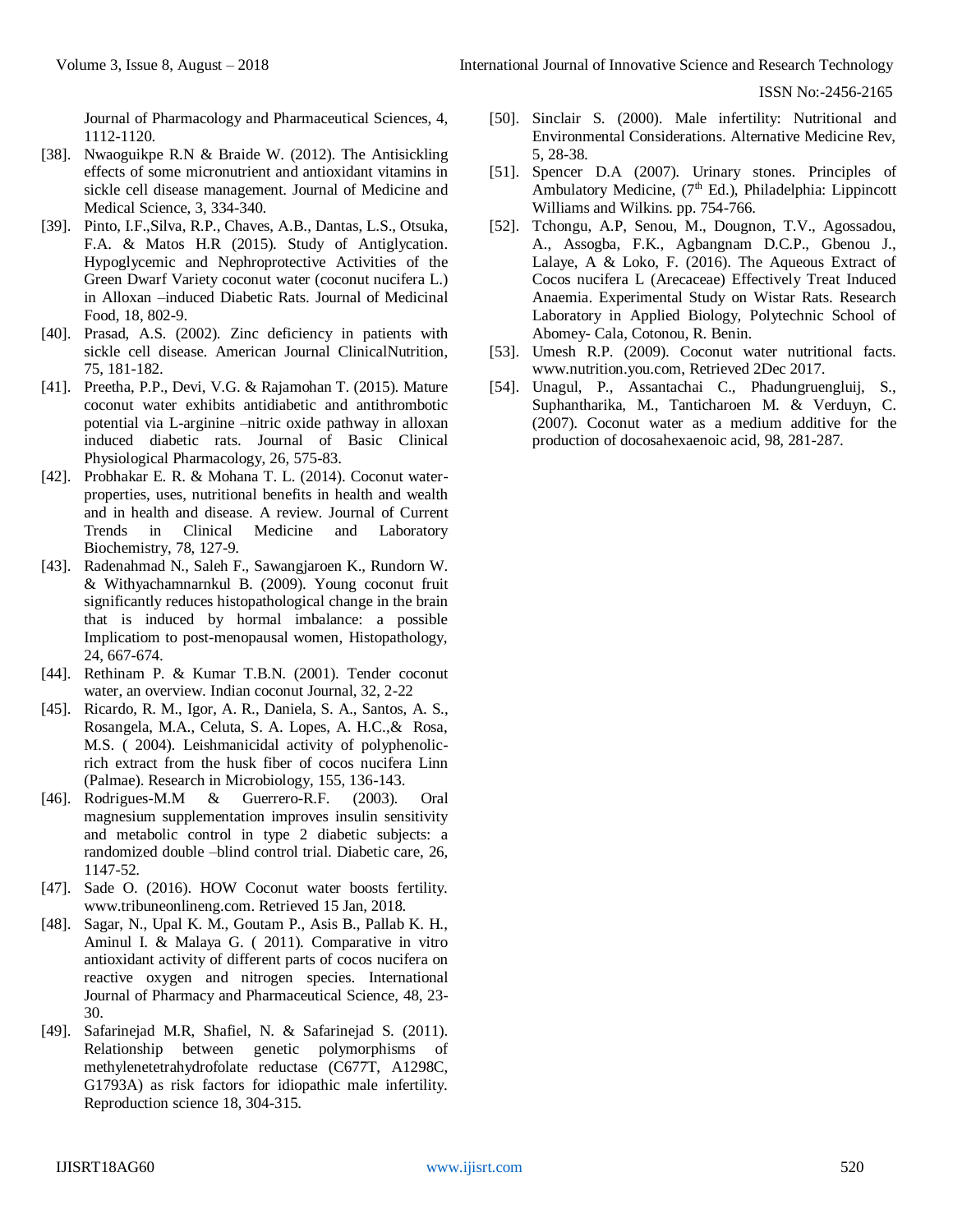Journal of Pharmacology and Pharmaceutical Sciences, 4, 1112-1120.

[38]. Nwaoguikpe R.N & Braide W. (2012). The Antisickling effects of some micronutrient and antioxidant vitamins in sickle cell disease management. Journal of Medicine and Medical Science, 3, 334-340.

[39]. Pinto, I.F.,Silva, R.P., Chaves, A.B., Dantas, L.S., Otsuka, F.A. & Matos H.R (2015). Study of Antiglycation. Hypoglycemic and Nephroprotective Activities of the Green Dwarf Variety coconut water (coconut nucifera L.) in Alloxan –induced Diabetic Rats. Journal of Medicinal Food, 18, 802-9.

[40]. Prasad, A.S. (2002). Zinc deficiency in patients with sickle cell disease. American Journal ClinicalNutrition, 75, 181-182.

[41]. Preetha, P.P., Devi, V.G. & Rajamohan T. (2015). Mature coconut water exhibits antidiabetic and antithrombotic potential via L-arginine –nitric oxide pathway in alloxan induced diabetic rats. Journal of Basic Clinical Physiological Pharmacology, 26, 575-83.

[42]. Probhakar E. R. & Mohana T. L. (2014). Coconut water-properties, uses, nutritional benefits in health and wealth and in health and disease. A review. Journal of Current Trends in Clinical Medicine and Laboratory Biochemistry, 78, 127-9.

[43]. Radenahmad N., Saleh F., Sawangjaroen K., Rundorn W. & Withyachamnarnkul B. (2009). Young coconut fruit significantly reduces histopathological change in the brain that is induced by hormal imbalance: a possible Implicatiom to post-menopausal women, Histopathology, 24, 667-674.

[44]. Rethinam P. & Kumar T.B.N. (2001). Tender coconut water, an overview. Indian coconut Journal, 32, 2-22

[45]. Ricardo, R. M., Igor, A. R., Daniela, S. A., Santos, A. S., Rosangela, M.A., Celuta, S. A. Lopes, A. H.C.,& Rosa, M.S. ( 2004). Leishmanicidal activity of polyphenolic-rich extract from the husk fiber of cocos nucifera Linn (Palmae). Research in Microbiology, 155, 136-143.

[46]. Rodrigues-M.M & Guerrero-R.F. (2003). Oral magnesium supplementation improves insulin sensitivity and metabolic control in type 2 diabetic subjects: a randomized double –blind control trial. Diabetic care, 26, 1147-52.

[47]. Sade O. (2016). HOW Coconut water boosts fertility. www.tribuneonlineng.com. Retrieved 15 Jan, 2018.

[48]. Sagar, N., Upal K. M., Goutam P., Asis B., Pallab K. H., Aminul I. & Malaya G. ( 2011). Comparative in vitro antioxidant activity of different parts of cocos nucifera on reactive oxygen and nitrogen species. International Journal of Pharmacy and Pharmaceutical Science, 48, 23-30.

[49]. Safarinejad M.R, Shafiel, N. & Safarinejad S. (2011). Relationship between genetic polymorphisms of methylenetetrahydrofolate reductase (C677T, A1298C, G1793A) as risk factors for idiopathic male infertility. Reproduction science 18, 304-315.

[50]. Sinclair S. (2000). Male infertility: Nutritional and Environmental Considerations. Alternative Medicine Rev, 5, 28-38.

[51]. Spencer D.A (2007). Urinary stones. Principles of Ambulatory Medicine, (7th Ed.), Philadelphia: Lippincott Williams and Wilkins. pp. 754-766.

[52]. Tchongu, A.P, Senou, M., Dougnon, T.V., Agossadou, A., Assogba, F.K., Agbangnam D.C.P., Gbenou J., Lalaye, A & Loko, F. (2016). The Aqueous Extract of Cocos nucifera L (Arecaceae) Effectively Treat Induced Anaemia. Experimental Study on Wistar Rats. Research Laboratory in Applied Biology, Polytechnic School of Abomey- Cala, Cotonou, R. Benin.

[53]. Umesh R.P. (2009). Coconut water nutritional facts. www.nutrition.you.com, Retrieved 2Dec 2017.

[54]. Unagul, P., Assantachai C., Phadungruengluij, S., Suphantharika, M., Tanticharoen M. & Verduyn, C. (2007). Coconut water as a medium additive for the production of docosahexaenoic acid, 98, 281-287.